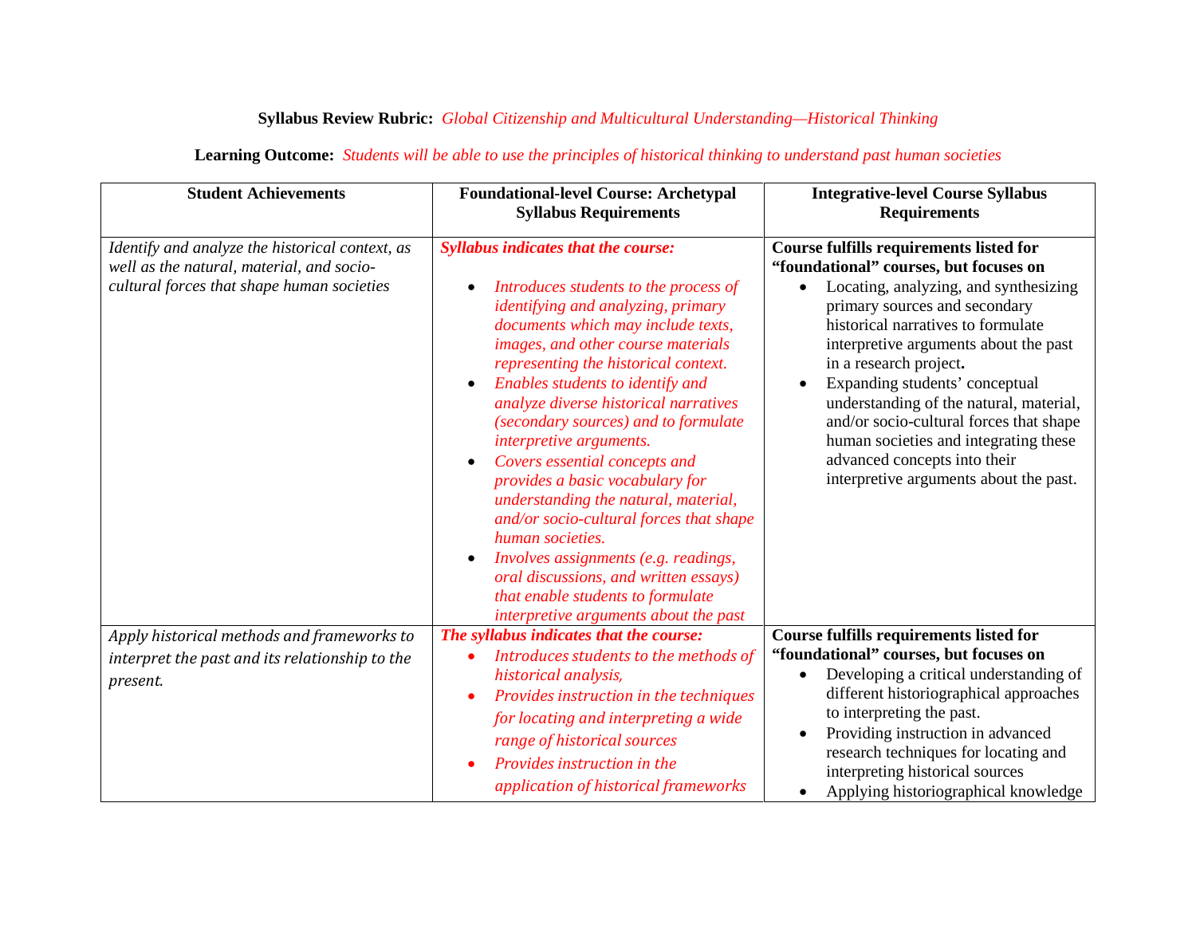**Syllabus Review Rubric:** *Global Citizenship and Multicultural Understanding—Historical Thinking*

**Learning Outcome:** *Students will be able to use the principles of historical thinking to understand past human societies*

| Student Achievements | Foundational-level Course: Archetypal Syllabus Requirements | Integrative-level Course Syllabus Requirements |
|---|---|---|
| *Identify and analyze the historical context, as well as the natural, material, and socio-cultural forces that shape human societies* | ***Syllabus indicates that the course:*** <br>• *Introduces students to the process of identifying and analyzing, primary documents which may include texts, images, and other course materials representing the historical context.* <br>• *Enables students to identify and analyze diverse historical narratives (secondary sources) and to formulate interpretive arguments.* <br>• *Covers essential concepts and provides a basic vocabulary for understanding the natural, material, and/or socio-cultural forces that shape human societies.* <br>• *Involves assignments (e.g. readings, oral discussions, and written essays) that enable students to formulate interpretive arguments about the past* | **Course fulfills requirements listed for "foundational" courses, but focuses on** <br>• Locating, analyzing, and synthesizing primary sources and secondary historical narratives to formulate interpretive arguments about the past in a research project**.** <br>• Expanding students' conceptual understanding of the natural, material, and/or socio-cultural forces that shape human societies and integrating these advanced concepts into their interpretive arguments about the past. |
| *Apply historical methods and frameworks to interpret the past and its relationship to the present.* | ***The syllabus indicates that the course:*** <br>• *Introduces students to the methods of historical analysis,* <br>• *Provides instruction in the techniques for locating and interpreting a wide range of historical sources* <br>• *Provides instruction in the application of historical frameworks* | **Course fulfills requirements listed for "foundational" courses, but focuses on** <br>• Developing a critical understanding of different historiographical approaches to interpreting the past. <br>• Providing instruction in advanced research techniques for locating and interpreting historical sources <br>• Applying historiographical knowledge |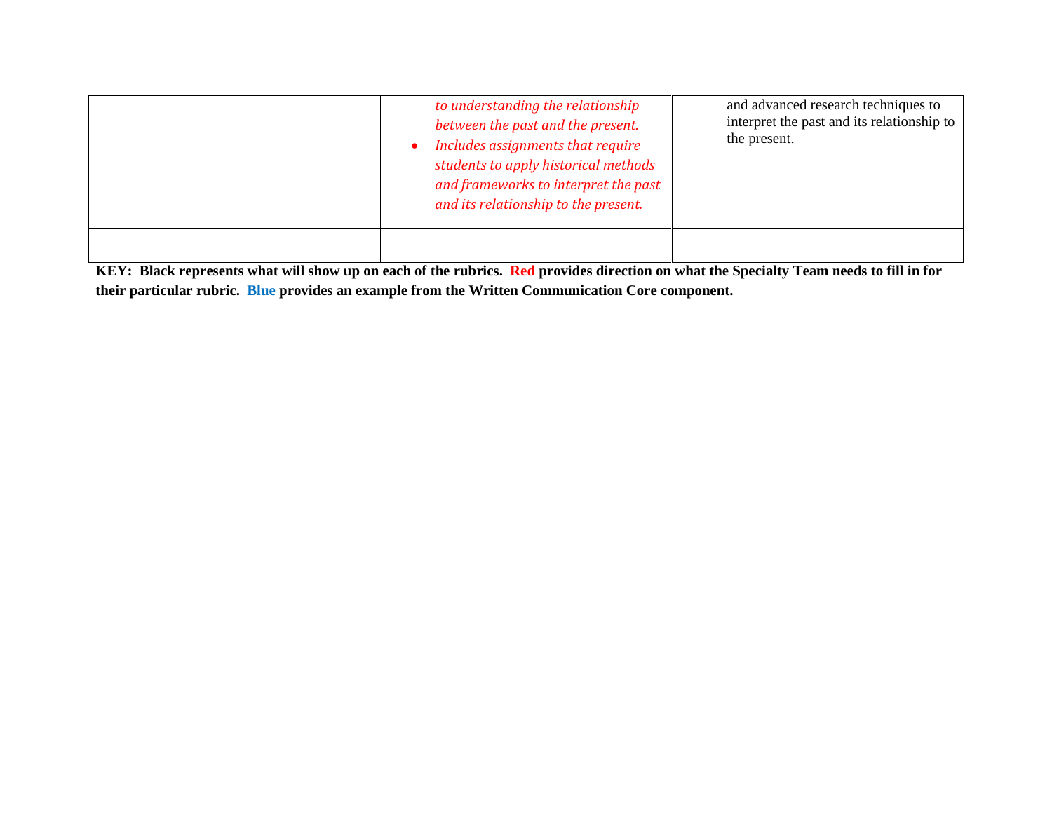| | | |
|---|---|---|
| | *to understanding the relationship between the past and the present.*<br>• *Includes assignments that require students to apply historical methods and frameworks to interpret the past and its relationship to the present.* | and advanced research techniques to interpret the past and its relationship to the present. |
| | | |

**KEY: Black represents what will show up on each of the rubrics. Red provides direction on what the Specialty Team needs to fill in for their particular rubric. Blue provides an example from the Written Communication Core component.**